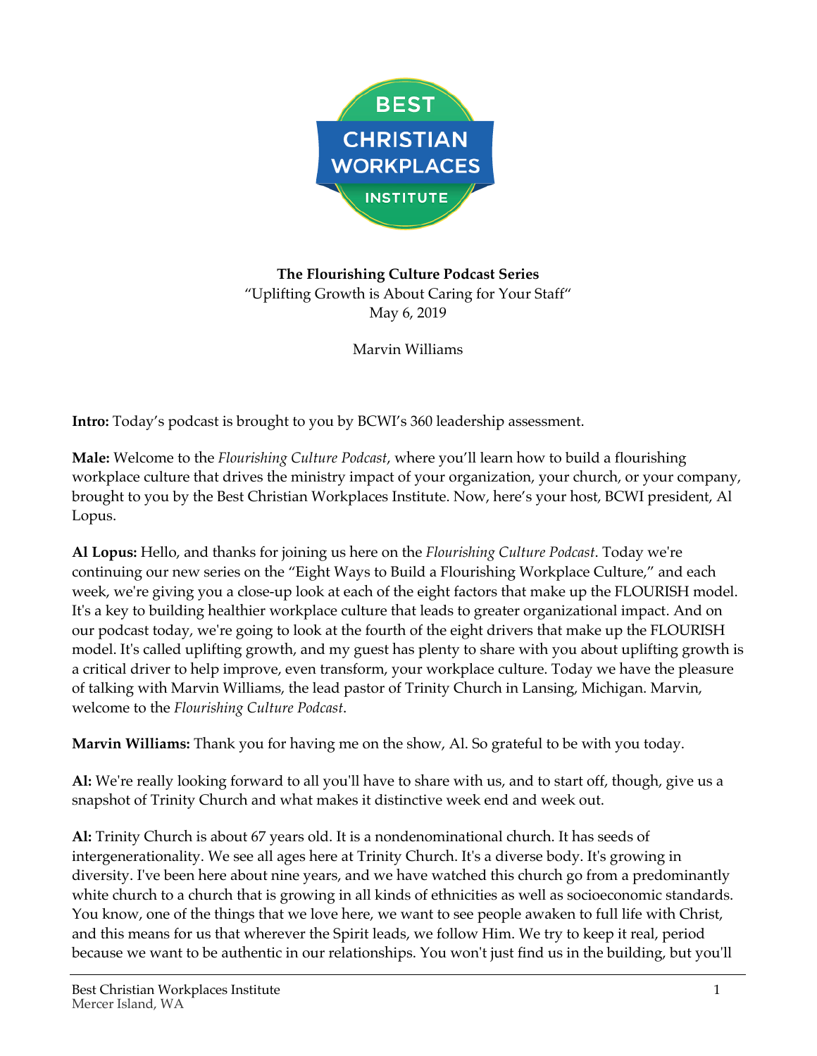**The Flourishing Culture Podcast Series**
"Uplifting Growth is About Caring for Your Staff"
May 6, 2019

Marvin Williams

**Intro:** Today's podcast is brought to you by BCWI's 360 leadership assessment.

**Male:** Welcome to the *Flourishing Culture Podcast*, where you'll learn how to build a flourishing workplace culture that drives the ministry impact of your organization, your church, or your company, brought to you by the Best Christian Workplaces Institute. Now, here's your host, BCWI president, Al Lopus.

**Al Lopus:** Hello, and thanks for joining us here on the *Flourishing Culture Podcast*. Today we're continuing our new series on the "Eight Ways to Build a Flourishing Workplace Culture," and each week, we're giving you a close-up look at each of the eight factors that make up the FLOURISH model. It's a key to building healthier workplace culture that leads to greater organizational impact. And on our podcast today, we're going to look at the fourth of the eight drivers that make up the FLOURISH model. It's called uplifting growth, and my guest has plenty to share with you about uplifting growth is a critical driver to help improve, even transform, your workplace culture. Today we have the pleasure of talking with Marvin Williams, the lead pastor of Trinity Church in Lansing, Michigan. Marvin, welcome to the *Flourishing Culture Podcast*.

**Marvin Williams:** Thank you for having me on the show, Al. So grateful to be with you today.

**Al:** We're really looking forward to all you'll have to share with us, and to start off, though, give us a snapshot of Trinity Church and what makes it distinctive week end and week out.

**Al:** Trinity Church is about 67 years old. It is a nondenominational church. It has seeds of intergenerationality. We see all ages here at Trinity Church. It's a diverse body. It's growing in diversity. I've been here about nine years, and we have watched this church go from a predominantly white church to a church that is growing in all kinds of ethnicities as well as socioeconomic standards. You know, one of the things that we love here, we want to see people awaken to full life with Christ, and this means for us that wherever the Spirit leads, we follow Him. We try to keep it real, period because we want to be authentic in our relationships. You won't just find us in the building, but you'll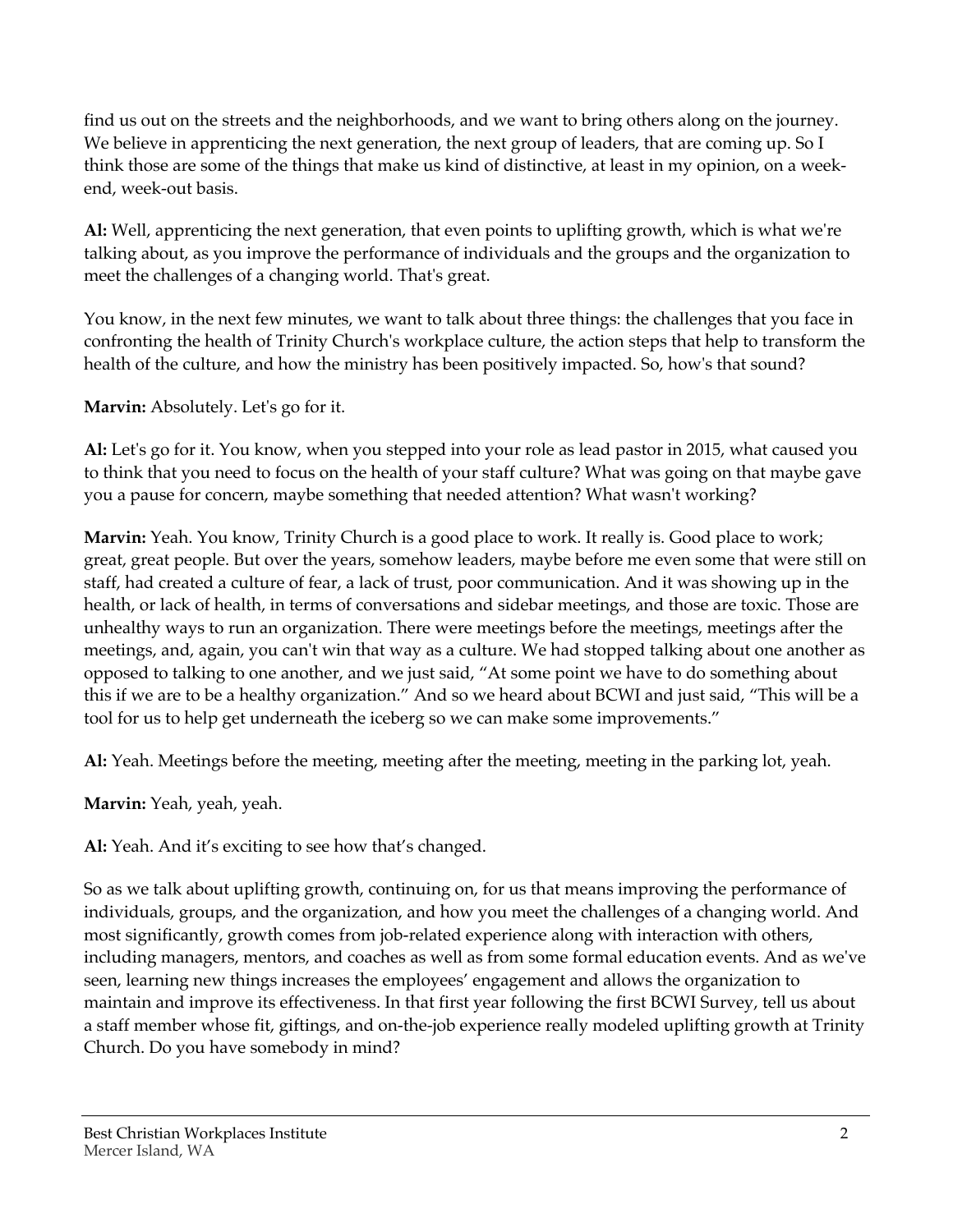find us out on the streets and the neighborhoods, and we want to bring others along on the journey. We believe in apprenticing the next generation, the next group of leaders, that are coming up. So I think those are some of the things that make us kind of distinctive, at least in my opinion, on a week-end, week-out basis.

**Al:** Well, apprenticing the next generation, that even points to uplifting growth, which is what we're talking about, as you improve the performance of individuals and the groups and the organization to meet the challenges of a changing world. That's great.

You know, in the next few minutes, we want to talk about three things: the challenges that you face in confronting the health of Trinity Church's workplace culture, the action steps that help to transform the health of the culture, and how the ministry has been positively impacted. So, how's that sound?

**Marvin:** Absolutely. Let's go for it.

**Al:** Let's go for it. You know, when you stepped into your role as lead pastor in 2015, what caused you to think that you need to focus on the health of your staff culture? What was going on that maybe gave you a pause for concern, maybe something that needed attention? What wasn't working?

**Marvin:** Yeah. You know, Trinity Church is a good place to work. It really is. Good place to work; great, great people. But over the years, somehow leaders, maybe before me even some that were still on staff, had created a culture of fear, a lack of trust, poor communication. And it was showing up in the health, or lack of health, in terms of conversations and sidebar meetings, and those are toxic. Those are unhealthy ways to run an organization. There were meetings before the meetings, meetings after the meetings, and, again, you can't win that way as a culture. We had stopped talking about one another as opposed to talking to one another, and we just said, "At some point we have to do something about this if we are to be a healthy organization." And so we heard about BCWI and just said, "This will be a tool for us to help get underneath the iceberg so we can make some improvements."

**Al:** Yeah. Meetings before the meeting, meeting after the meeting, meeting in the parking lot, yeah.

**Marvin:** Yeah, yeah, yeah.

**Al:** Yeah. And it's exciting to see how that's changed.

So as we talk about uplifting growth, continuing on, for us that means improving the performance of individuals, groups, and the organization, and how you meet the challenges of a changing world. And most significantly, growth comes from job-related experience along with interaction with others, including managers, mentors, and coaches as well as from some formal education events. And as we've seen, learning new things increases the employees' engagement and allows the organization to maintain and improve its effectiveness. In that first year following the first BCWI Survey, tell us about a staff member whose fit, giftings, and on-the-job experience really modeled uplifting growth at Trinity Church. Do you have somebody in mind?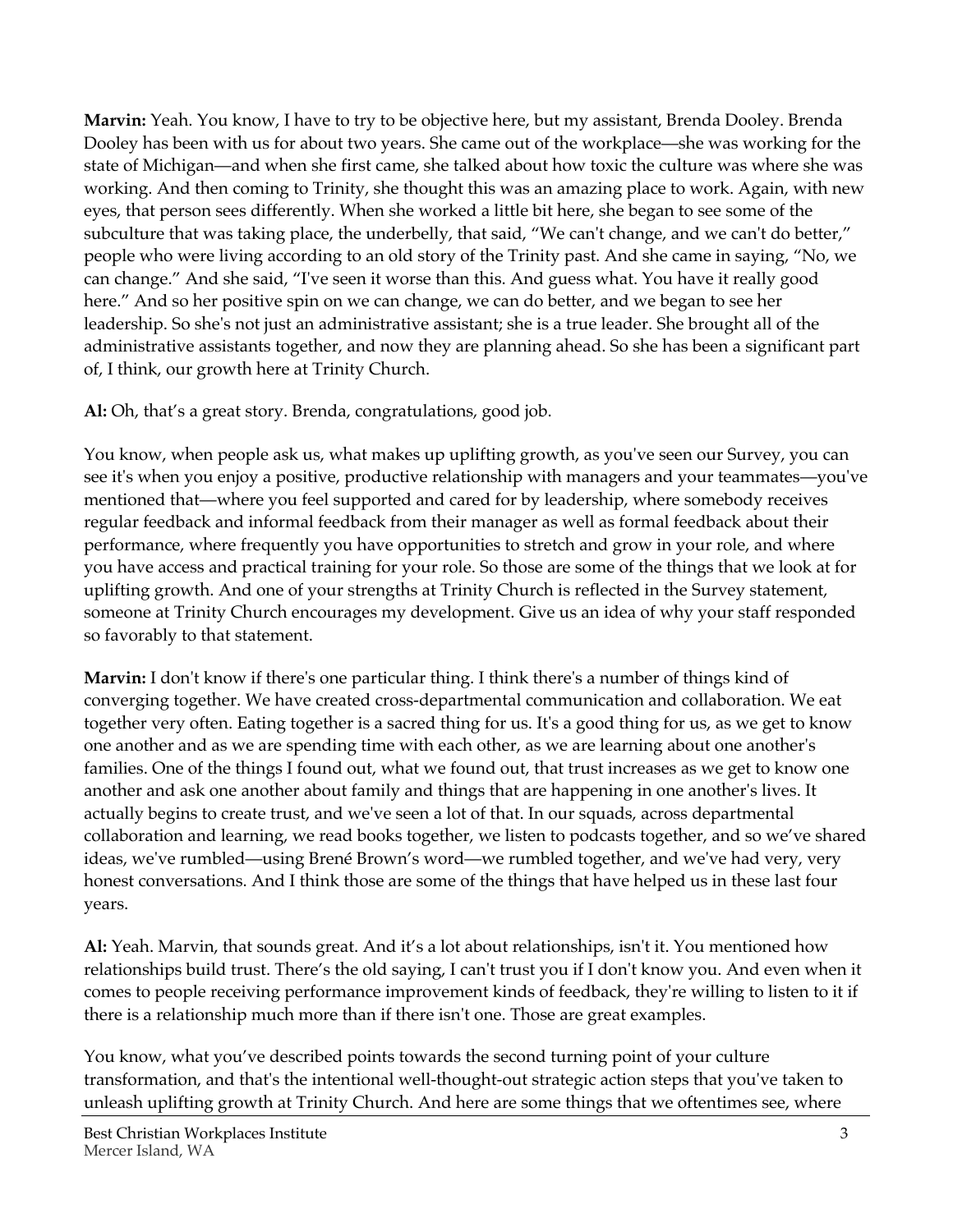**Marvin:** Yeah. You know, I have to try to be objective here, but my assistant, Brenda Dooley. Brenda Dooley has been with us for about two years. She came out of the workplace—she was working for the state of Michigan—and when she first came, she talked about how toxic the culture was where she was working. And then coming to Trinity, she thought this was an amazing place to work. Again, with new eyes, that person sees differently. When she worked a little bit here, she began to see some of the subculture that was taking place, the underbelly, that said, "We can't change, and we can't do better," people who were living according to an old story of the Trinity past. And she came in saying, "No, we can change." And she said, "I've seen it worse than this. And guess what. You have it really good here." And so her positive spin on we can change, we can do better, and we began to see her leadership. So she's not just an administrative assistant; she is a true leader. She brought all of the administrative assistants together, and now they are planning ahead. So she has been a significant part of, I think, our growth here at Trinity Church.

**Al:** Oh, that's a great story. Brenda, congratulations, good job.

You know, when people ask us, what makes up uplifting growth, as you've seen our Survey, you can see it's when you enjoy a positive, productive relationship with managers and your teammates—you've mentioned that—where you feel supported and cared for by leadership, where somebody receives regular feedback and informal feedback from their manager as well as formal feedback about their performance, where frequently you have opportunities to stretch and grow in your role, and where you have access and practical training for your role. So those are some of the things that we look at for uplifting growth. And one of your strengths at Trinity Church is reflected in the Survey statement, someone at Trinity Church encourages my development. Give us an idea of why your staff responded so favorably to that statement.

**Marvin:** I don't know if there's one particular thing. I think there's a number of things kind of converging together. We have created cross-departmental communication and collaboration. We eat together very often. Eating together is a sacred thing for us. It's a good thing for us, as we get to know one another and as we are spending time with each other, as we are learning about one another's families. One of the things I found out, what we found out, that trust increases as we get to know one another and ask one another about family and things that are happening in one another's lives. It actually begins to create trust, and we've seen a lot of that. In our squads, across departmental collaboration and learning, we read books together, we listen to podcasts together, and so we've shared ideas, we've rumbled—using Brené Brown's word—we rumbled together, and we've had very, very honest conversations. And I think those are some of the things that have helped us in these last four years.

**Al:** Yeah. Marvin, that sounds great. And it's a lot about relationships, isn't it. You mentioned how relationships build trust. There's the old saying, I can't trust you if I don't know you. And even when it comes to people receiving performance improvement kinds of feedback, they're willing to listen to it if there is a relationship much more than if there isn't one. Those are great examples.

You know, what you've described points towards the second turning point of your culture transformation, and that's the intentional well-thought-out strategic action steps that you've taken to unleash uplifting growth at Trinity Church. And here are some things that we oftentimes see, where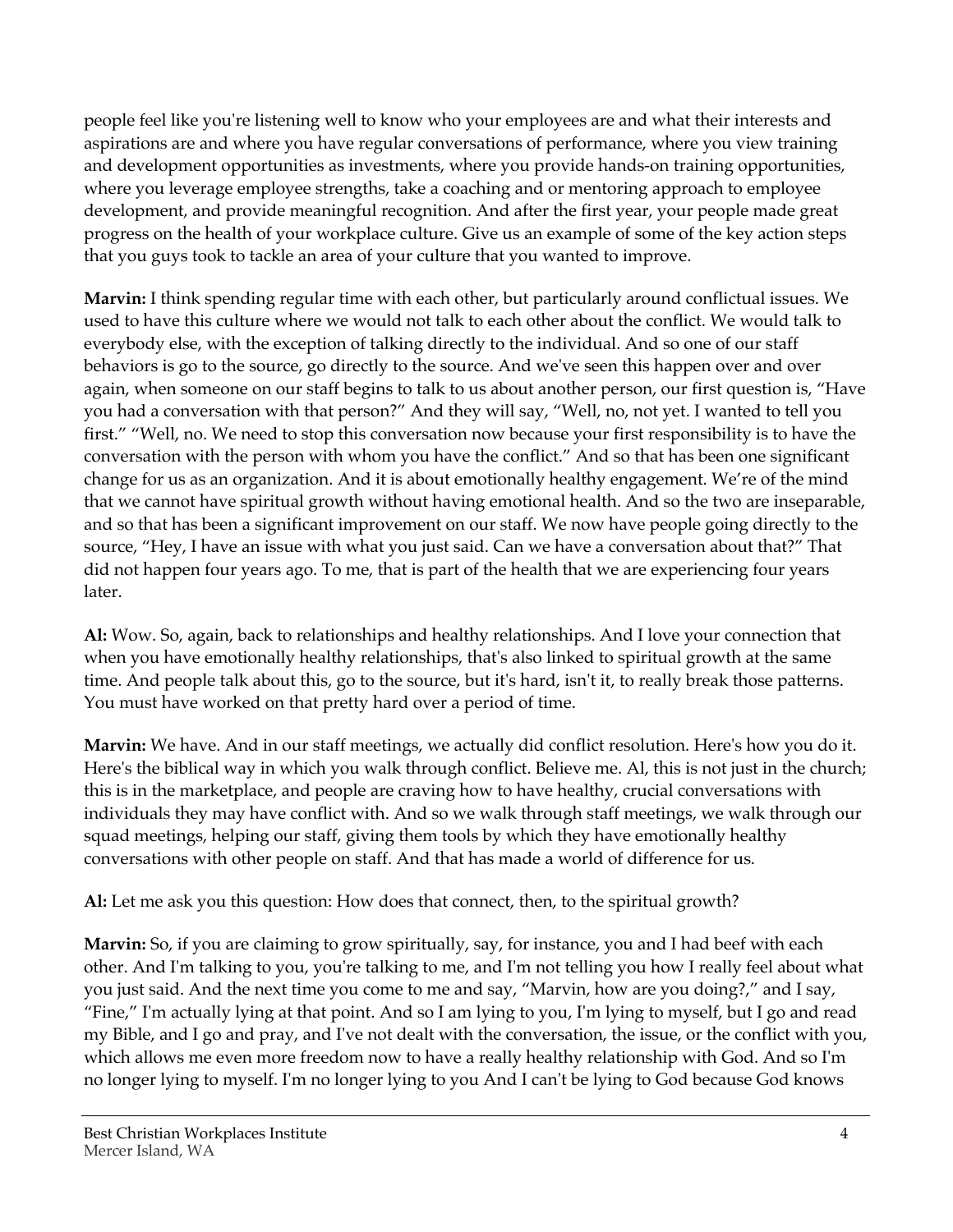people feel like you're listening well to know who your employees are and what their interests and aspirations are and where you have regular conversations of performance, where you view training and development opportunities as investments, where you provide hands-on training opportunities, where you leverage employee strengths, take a coaching and or mentoring approach to employee development, and provide meaningful recognition. And after the first year, your people made great progress on the health of your workplace culture. Give us an example of some of the key action steps that you guys took to tackle an area of your culture that you wanted to improve.

**Marvin:** I think spending regular time with each other, but particularly around conflictual issues. We used to have this culture where we would not talk to each other about the conflict. We would talk to everybody else, with the exception of talking directly to the individual. And so one of our staff behaviors is go to the source, go directly to the source. And we've seen this happen over and over again, when someone on our staff begins to talk to us about another person, our first question is, "Have you had a conversation with that person?" And they will say, "Well, no, not yet. I wanted to tell you first." "Well, no. We need to stop this conversation now because your first responsibility is to have the conversation with the person with whom you have the conflict." And so that has been one significant change for us as an organization. And it is about emotionally healthy engagement. We're of the mind that we cannot have spiritual growth without having emotional health. And so the two are inseparable, and so that has been a significant improvement on our staff. We now have people going directly to the source, "Hey, I have an issue with what you just said. Can we have a conversation about that?" That did not happen four years ago. To me, that is part of the health that we are experiencing four years later.

**Al:** Wow. So, again, back to relationships and healthy relationships. And I love your connection that when you have emotionally healthy relationships, that's also linked to spiritual growth at the same time. And people talk about this, go to the source, but it's hard, isn't it, to really break those patterns. You must have worked on that pretty hard over a period of time.

**Marvin:** We have. And in our staff meetings, we actually did conflict resolution. Here's how you do it. Here's the biblical way in which you walk through conflict. Believe me. Al, this is not just in the church; this is in the marketplace, and people are craving how to have healthy, crucial conversations with individuals they may have conflict with. And so we walk through staff meetings, we walk through our squad meetings, helping our staff, giving them tools by which they have emotionally healthy conversations with other people on staff. And that has made a world of difference for us.

**Al:** Let me ask you this question: How does that connect, then, to the spiritual growth?

**Marvin:** So, if you are claiming to grow spiritually, say, for instance, you and I had beef with each other. And I'm talking to you, you're talking to me, and I'm not telling you how I really feel about what you just said. And the next time you come to me and say, "Marvin, how are you doing?," and I say, "Fine," I'm actually lying at that point. And so I am lying to you, I'm lying to myself, but I go and read my Bible, and I go and pray, and I've not dealt with the conversation, the issue, or the conflict with you, which allows me even more freedom now to have a really healthy relationship with God. And so I'm no longer lying to myself. I'm no longer lying to you And I can't be lying to God because God knows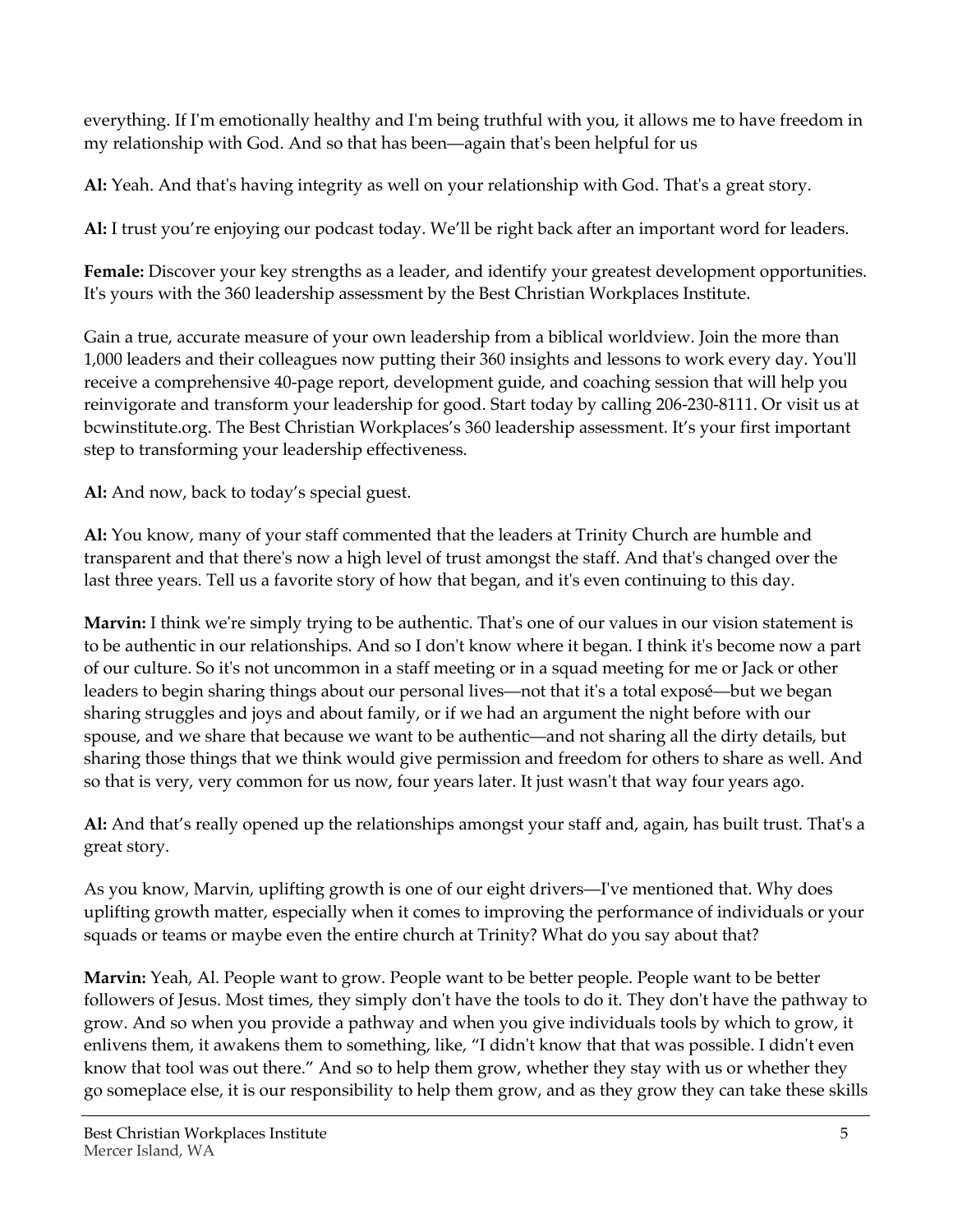everything. If I'm emotionally healthy and I'm being truthful with you, it allows me to have freedom in my relationship with God. And so that has been—again that's been helpful for us

**Al:** Yeah. And that's having integrity as well on your relationship with God. That's a great story.

**Al:** I trust you're enjoying our podcast today. We'll be right back after an important word for leaders.

**Female:** Discover your key strengths as a leader, and identify your greatest development opportunities. It's yours with the 360 leadership assessment by the Best Christian Workplaces Institute.

Gain a true, accurate measure of your own leadership from a biblical worldview. Join the more than 1,000 leaders and their colleagues now putting their 360 insights and lessons to work every day. You'll receive a comprehensive 40-page report, development guide, and coaching session that will help you reinvigorate and transform your leadership for good. Start today by calling 206-230-8111. Or visit us at bcwinstitute.org. The Best Christian Workplaces's 360 leadership assessment. It's your first important step to transforming your leadership effectiveness.

**Al:** And now, back to today's special guest.

**Al:** You know, many of your staff commented that the leaders at Trinity Church are humble and transparent and that there's now a high level of trust amongst the staff. And that's changed over the last three years. Tell us a favorite story of how that began, and it's even continuing to this day.

**Marvin:** I think we're simply trying to be authentic. That's one of our values in our vision statement is to be authentic in our relationships. And so I don't know where it began. I think it's become now a part of our culture. So it's not uncommon in a staff meeting or in a squad meeting for me or Jack or other leaders to begin sharing things about our personal lives—not that it's a total exposé—but we began sharing struggles and joys and about family, or if we had an argument the night before with our spouse, and we share that because we want to be authentic—and not sharing all the dirty details, but sharing those things that we think would give permission and freedom for others to share as well. And so that is very, very common for us now, four years later. It just wasn't that way four years ago.

**Al:** And that's really opened up the relationships amongst your staff and, again, has built trust. That's a great story.

As you know, Marvin, uplifting growth is one of our eight drivers—I've mentioned that. Why does uplifting growth matter, especially when it comes to improving the performance of individuals or your squads or teams or maybe even the entire church at Trinity? What do you say about that?

**Marvin:** Yeah, Al. People want to grow. People want to be better people. People want to be better followers of Jesus. Most times, they simply don't have the tools to do it. They don't have the pathway to grow. And so when you provide a pathway and when you give individuals tools by which to grow, it enlivens them, it awakens them to something, like, "I didn't know that that was possible. I didn't even know that tool was out there." And so to help them grow, whether they stay with us or whether they go someplace else, it is our responsibility to help them grow, and as they grow they can take these skills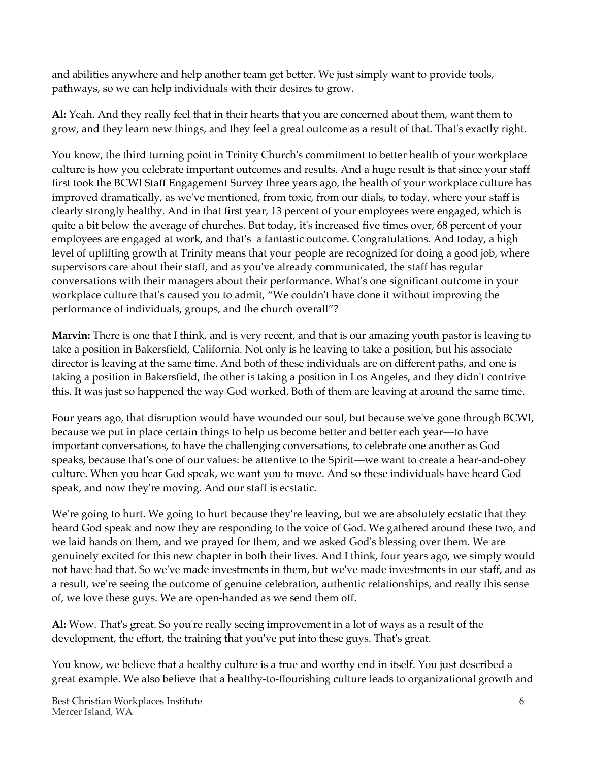and abilities anywhere and help another team get better. We just simply want to provide tools, pathways, so we can help individuals with their desires to grow.

**Al:** Yeah. And they really feel that in their hearts that you are concerned about them, want them to grow, and they learn new things, and they feel a great outcome as a result of that. That's exactly right.

You know, the third turning point in Trinity Church's commitment to better health of your workplace culture is how you celebrate important outcomes and results. And a huge result is that since your staff first took the BCWI Staff Engagement Survey three years ago, the health of your workplace culture has improved dramatically, as we've mentioned, from toxic, from our dials, to today, where your staff is clearly strongly healthy. And in that first year, 13 percent of your employees were engaged, which is quite a bit below the average of churches. But today, it's increased five times over, 68 percent of your employees are engaged at work, and that's a fantastic outcome. Congratulations. And today, a high level of uplifting growth at Trinity means that your people are recognized for doing a good job, where supervisors care about their staff, and as you've already communicated, the staff has regular conversations with their managers about their performance. What's one significant outcome in your workplace culture that's caused you to admit, "We couldn't have done it without improving the performance of individuals, groups, and the church overall"?

**Marvin:** There is one that I think, and is very recent, and that is our amazing youth pastor is leaving to take a position in Bakersfield, California. Not only is he leaving to take a position, but his associate director is leaving at the same time. And both of these individuals are on different paths, and one is taking a position in Bakersfield, the other is taking a position in Los Angeles, and they didn't contrive this. It was just so happened the way God worked. Both of them are leaving at around the same time.

Four years ago, that disruption would have wounded our soul, but because we've gone through BCWI, because we put in place certain things to help us become better and better each year—to have important conversations, to have the challenging conversations, to celebrate one another as God speaks, because that's one of our values: be attentive to the Spirit—we want to create a hear-and-obey culture. When you hear God speak, we want you to move. And so these individuals have heard God speak, and now they're moving. And our staff is ecstatic.

We're going to hurt. We going to hurt because they're leaving, but we are absolutely ecstatic that they heard God speak and now they are responding to the voice of God. We gathered around these two, and we laid hands on them, and we prayed for them, and we asked God's blessing over them. We are genuinely excited for this new chapter in both their lives. And I think, four years ago, we simply would not have had that. So we've made investments in them, but we've made investments in our staff, and as a result, we're seeing the outcome of genuine celebration, authentic relationships, and really this sense of, we love these guys. We are open-handed as we send them off.

**Al:** Wow. That's great. So you're really seeing improvement in a lot of ways as a result of the development, the effort, the training that you've put into these guys. That's great.

You know, we believe that a healthy culture is a true and worthy end in itself. You just described a great example. We also believe that a healthy-to-flourishing culture leads to organizational growth and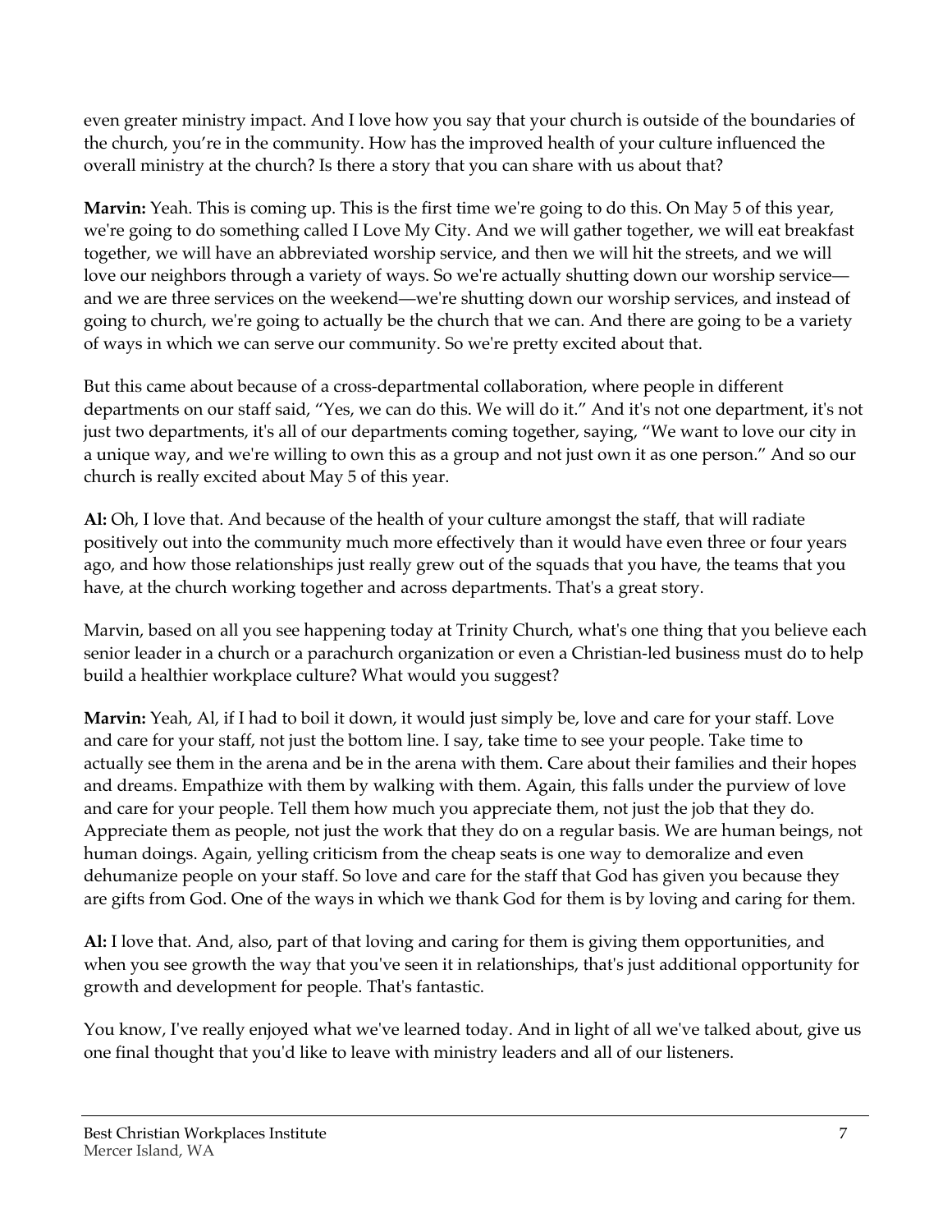even greater ministry impact. And I love how you say that your church is outside of the boundaries of the church, you're in the community. How has the improved health of your culture influenced the overall ministry at the church? Is there a story that you can share with us about that?

**Marvin:** Yeah. This is coming up. This is the first time we're going to do this. On May 5 of this year, we're going to do something called I Love My City. And we will gather together, we will eat breakfast together, we will have an abbreviated worship service, and then we will hit the streets, and we will love our neighbors through a variety of ways. So we're actually shutting down our worship service—and we are three services on the weekend—we're shutting down our worship services, and instead of going to church, we're going to actually be the church that we can. And there are going to be a variety of ways in which we can serve our community. So we're pretty excited about that.

But this came about because of a cross-departmental collaboration, where people in different departments on our staff said, "Yes, we can do this. We will do it." And it's not one department, it's not just two departments, it's all of our departments coming together, saying, "We want to love our city in a unique way, and we're willing to own this as a group and not just own it as one person." And so our church is really excited about May 5 of this year.

**Al:** Oh, I love that. And because of the health of your culture amongst the staff, that will radiate positively out into the community much more effectively than it would have even three or four years ago, and how those relationships just really grew out of the squads that you have, the teams that you have, at the church working together and across departments. That's a great story.

Marvin, based on all you see happening today at Trinity Church, what's one thing that you believe each senior leader in a church or a parachurch organization or even a Christian-led business must do to help build a healthier workplace culture? What would you suggest?

**Marvin:** Yeah, Al, if I had to boil it down, it would just simply be, love and care for your staff. Love and care for your staff, not just the bottom line. I say, take time to see your people. Take time to actually see them in the arena and be in the arena with them. Care about their families and their hopes and dreams. Empathize with them by walking with them. Again, this falls under the purview of love and care for your people. Tell them how much you appreciate them, not just the job that they do. Appreciate them as people, not just the work that they do on a regular basis. We are human beings, not human doings. Again, yelling criticism from the cheap seats is one way to demoralize and even dehumanize people on your staff. So love and care for the staff that God has given you because they are gifts from God. One of the ways in which we thank God for them is by loving and caring for them.

**Al:** I love that. And, also, part of that loving and caring for them is giving them opportunities, and when you see growth the way that you've seen it in relationships, that's just additional opportunity for growth and development for people. That's fantastic.

You know, I've really enjoyed what we've learned today. And in light of all we've talked about, give us one final thought that you'd like to leave with ministry leaders and all of our listeners.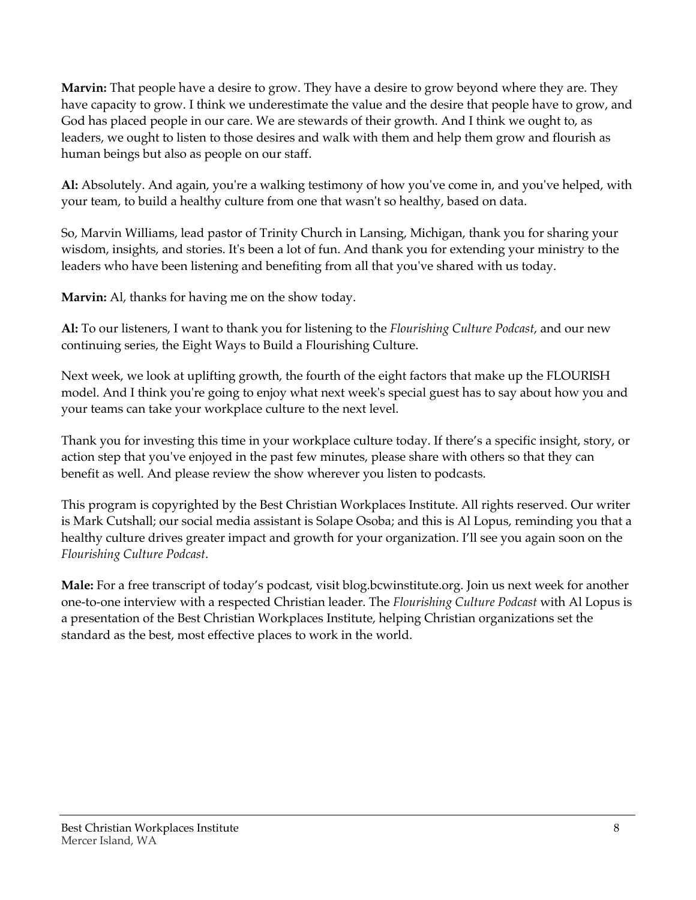**Marvin:** That people have a desire to grow. They have a desire to grow beyond where they are. They have capacity to grow. I think we underestimate the value and the desire that people have to grow, and God has placed people in our care. We are stewards of their growth. And I think we ought to, as leaders, we ought to listen to those desires and walk with them and help them grow and flourish as human beings but also as people on our staff.

**Al:** Absolutely. And again, you're a walking testimony of how you've come in, and you've helped, with your team, to build a healthy culture from one that wasn't so healthy, based on data.

So, Marvin Williams, lead pastor of Trinity Church in Lansing, Michigan, thank you for sharing your wisdom, insights, and stories. It's been a lot of fun. And thank you for extending your ministry to the leaders who have been listening and benefiting from all that you've shared with us today.

**Marvin:** Al, thanks for having me on the show today.

**Al:** To our listeners, I want to thank you for listening to the *Flourishing Culture Podcast*, and our new continuing series, the Eight Ways to Build a Flourishing Culture.

Next week, we look at uplifting growth, the fourth of the eight factors that make up the FLOURISH model. And I think you're going to enjoy what next week's special guest has to say about how you and your teams can take your workplace culture to the next level.

Thank you for investing this time in your workplace culture today. If there's a specific insight, story, or action step that you've enjoyed in the past few minutes, please share with others so that they can benefit as well. And please review the show wherever you listen to podcasts.

This program is copyrighted by the Best Christian Workplaces Institute. All rights reserved. Our writer is Mark Cutshall; our social media assistant is Solape Osoba; and this is Al Lopus, reminding you that a healthy culture drives greater impact and growth for your organization. I'll see you again soon on the *Flourishing Culture Podcast*.

**Male:** For a free transcript of today's podcast, visit blog.bcwinstitute.org. Join us next week for another one-to-one interview with a respected Christian leader. The *Flourishing Culture Podcast* with Al Lopus is a presentation of the Best Christian Workplaces Institute, helping Christian organizations set the standard as the best, most effective places to work in the world.